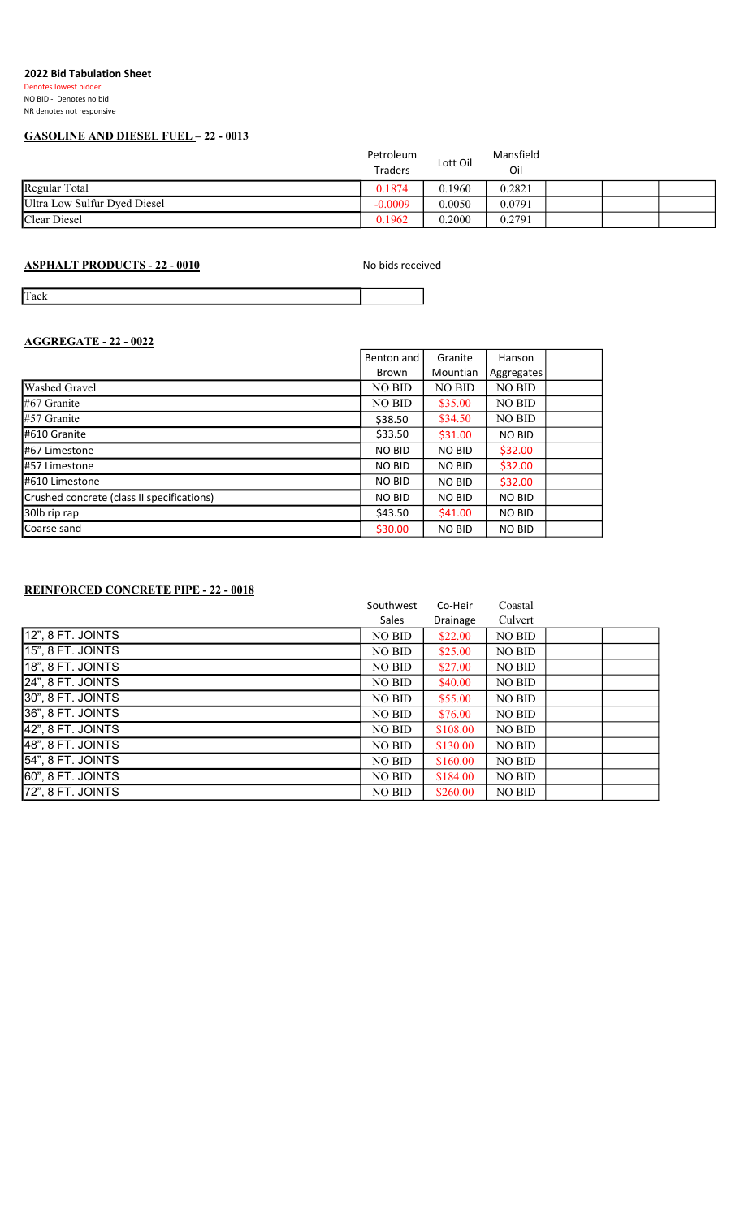## 2022 Bid Tabulation Sheet

Denotes lowest bidder
NO BID - Denotes no bid
NR denotes not responsive

### GASOLINE AND DIESEL FUEL – 22 - 0013

| | Petroleum Traders | Lott Oil | Mansfield Oil | | | |
|---|---|---|---|---|---|---|
| Regular Total | 0.1874 | 0.1960 | 0.2821 | | | |
| Ultra Low Sulfur Dyed Diesel | -0.0009 | 0.0050 | 0.0791 | | | |
| Clear Diesel | 0.1962 | 0.2000 | 0.2791 | | | |

### ASPHALT PRODUCTS - 22 - 0010

No bids received

| Tack | |
|---|---|

### AGGREGATE - 22 - 0022

| | Benton and Brown | Granite Mountian | Hanson Aggregates | |
|---|---|---|---|---|
| Washed Gravel | NO BID | NO BID | NO BID | |
| #67 Granite | NO BID | $35.00 | NO BID | |
| #57 Granite | $38.50 | $34.50 | NO BID | |
| #610 Granite | $33.50 | $31.00 | NO BID | |
| #67 Limestone | NO BID | NO BID | $32.00 | |
| #57 Limestone | NO BID | NO BID | $32.00 | |
| #610 Limestone | NO BID | NO BID | $32.00 | |
| Crushed concrete (class II specifications) | NO BID | NO BID | NO BID | |
| 30lb rip rap | $43.50 | $41.00 | NO BID | |
| Coarse sand | $30.00 | NO BID | NO BID | |

### REINFORCED CONCRETE PIPE - 22 - 0018

| | Southwest Sales | Co-Heir Drainage | Coastal Culvert | | |
|---|---|---|---|---|---|
| 12", 8 FT. JOINTS | NO BID | $22.00 | NO BID | | |
| 15", 8 FT. JOINTS | NO BID | $25.00 | NO BID | | |
| 18", 8 FT. JOINTS | NO BID | $27.00 | NO BID | | |
| 24", 8 FT. JOINTS | NO BID | $40.00 | NO BID | | |
| 30", 8 FT. JOINTS | NO BID | $55.00 | NO BID | | |
| 36", 8 FT. JOINTS | NO BID | $76.00 | NO BID | | |
| 42", 8 FT. JOINTS | NO BID | $108.00 | NO BID | | |
| 48", 8 FT. JOINTS | NO BID | $130.00 | NO BID | | |
| 54", 8 FT. JOINTS | NO BID | $160.00 | NO BID | | |
| 60", 8 FT. JOINTS | NO BID | $184.00 | NO BID | | |
| 72", 8 FT. JOINTS | NO BID | $260.00 | NO BID | | |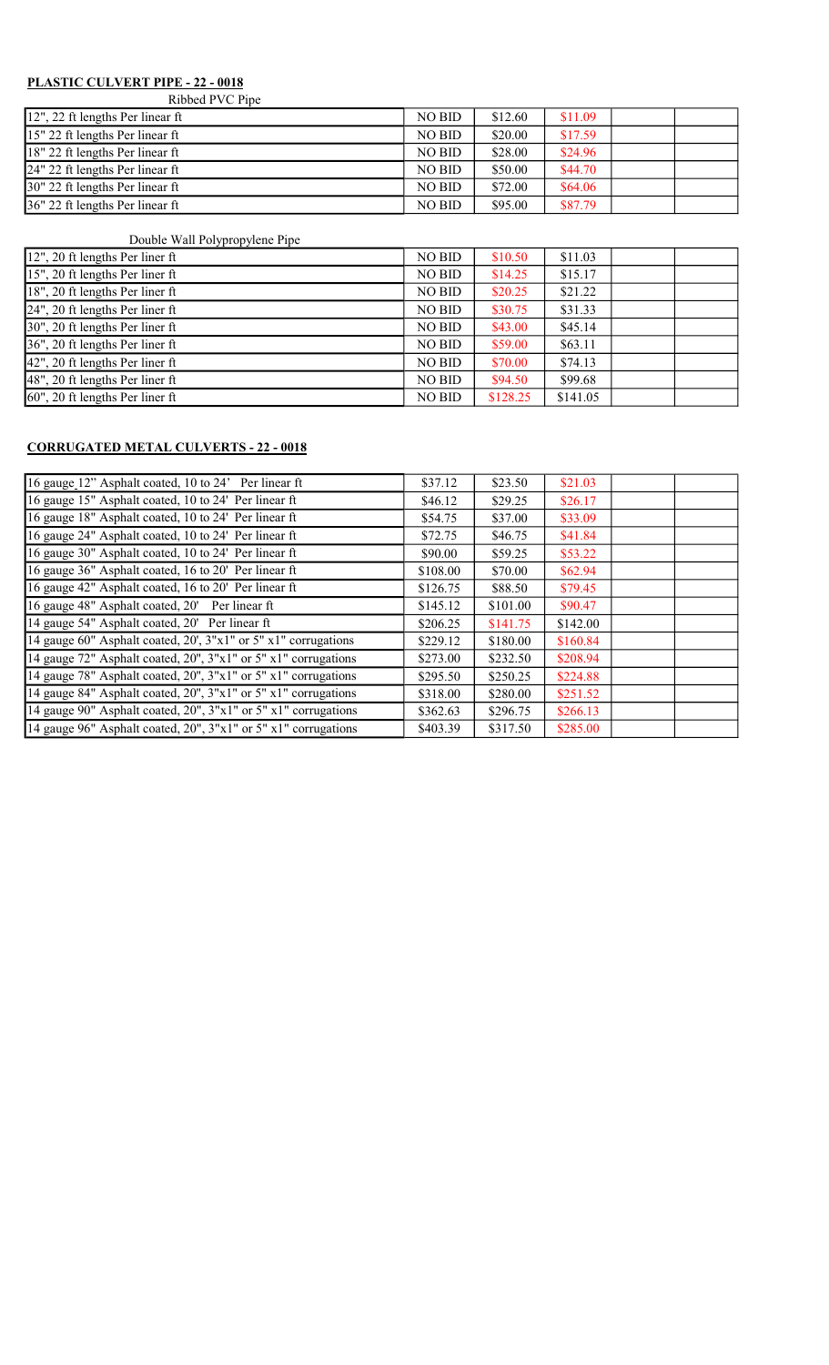**PLASTIC CULVERT PIPE - 22 - 0018**

Ribbed PVC Pipe

| | | | | | |
|---|---|---|---|---|---|
| 12", 22 ft lengths Per linear ft | NO BID | $12.60 | $11.09 | | |
| 15" 22 ft lengths Per linear ft | NO BID | $20.00 | $17.59 | | |
| 18" 22 ft lengths Per linear ft | NO BID | $28.00 | $24.96 | | |
| 24" 22 ft lengths Per linear ft | NO BID | $50.00 | $44.70 | | |
| 30" 22 ft lengths Per linear ft | NO BID | $72.00 | $64.06 | | |
| 36" 22 ft lengths Per linear ft | NO BID | $95.00 | $87.79 | | |

Double Wall Polypropylene Pipe

| | | | | | |
|---|---|---|---|---|---|
| 12", 20 ft lengths Per liner ft | NO BID | $10.50 | $11.03 | | |
| 15", 20 ft lengths Per liner ft | NO BID | $14.25 | $15.17 | | |
| 18", 20 ft lengths Per liner ft | NO BID | $20.25 | $21.22 | | |
| 24", 20 ft lengths Per liner ft | NO BID | $30.75 | $31.33 | | |
| 30", 20 ft lengths Per liner ft | NO BID | $43.00 | $45.14 | | |
| 36", 20 ft lengths Per liner ft | NO BID | $59.00 | $63.11 | | |
| 42", 20 ft lengths Per liner ft | NO BID | $70.00 | $74.13 | | |
| 48", 20 ft lengths Per liner ft | NO BID | $94.50 | $99.68 | | |
| 60", 20 ft lengths Per liner ft | NO BID | $128.25 | $141.05 | | |

**CORRUGATED METAL CULVERTS - 22 - 0018**

| | | | | | |
|---|---|---|---|---|---|
| 16 gauge 12" Asphalt coated, 10 to 24' Per linear ft | $37.12 | $23.50 | $21.03 | | |
| 16 gauge 15" Asphalt coated, 10 to 24' Per linear ft | $46.12 | $29.25 | $26.17 | | |
| 16 gauge 18" Asphalt coated, 10 to 24' Per linear ft | $54.75 | $37.00 | $33.09 | | |
| 16 gauge 24" Asphalt coated, 10 to 24' Per linear ft | $72.75 | $46.75 | $41.84 | | |
| 16 gauge 30" Asphalt coated, 10 to 24' Per linear ft | $90.00 | $59.25 | $53.22 | | |
| 16 gauge 36" Asphalt coated, 16 to 20' Per linear ft | $108.00 | $70.00 | $62.94 | | |
| 16 gauge 42" Asphalt coated, 16 to 20' Per linear ft | $126.75 | $88.50 | $79.45 | | |
| 16 gauge 48" Asphalt coated, 20' Per linear ft | $145.12 | $101.00 | $90.47 | | |
| 14 gauge 54" Asphalt coated, 20' Per linear ft | $206.25 | $141.75 | $142.00 | | |
| 14 gauge 60" Asphalt coated, 20', 3"x1" or 5" x1" corrugations | $229.12 | $180.00 | $160.84 | | |
| 14 gauge 72" Asphalt coated, 20", 3"x1" or 5" x1" corrugations | $273.00 | $232.50 | $208.94 | | |
| 14 gauge 78" Asphalt coated, 20", 3"x1" or 5" x1" corrugations | $295.50 | $250.25 | $224.88 | | |
| 14 gauge 84" Asphalt coated, 20", 3"x1" or 5" x1" corrugations | $318.00 | $280.00 | $251.52 | | |
| 14 gauge 90" Asphalt coated, 20", 3"x1" or 5" x1" corrugations | $362.63 | $296.75 | $266.13 | | |
| 14 gauge 96" Asphalt coated, 20", 3"x1" or 5" x1" corrugations | $403.39 | $317.50 | $285.00 | | |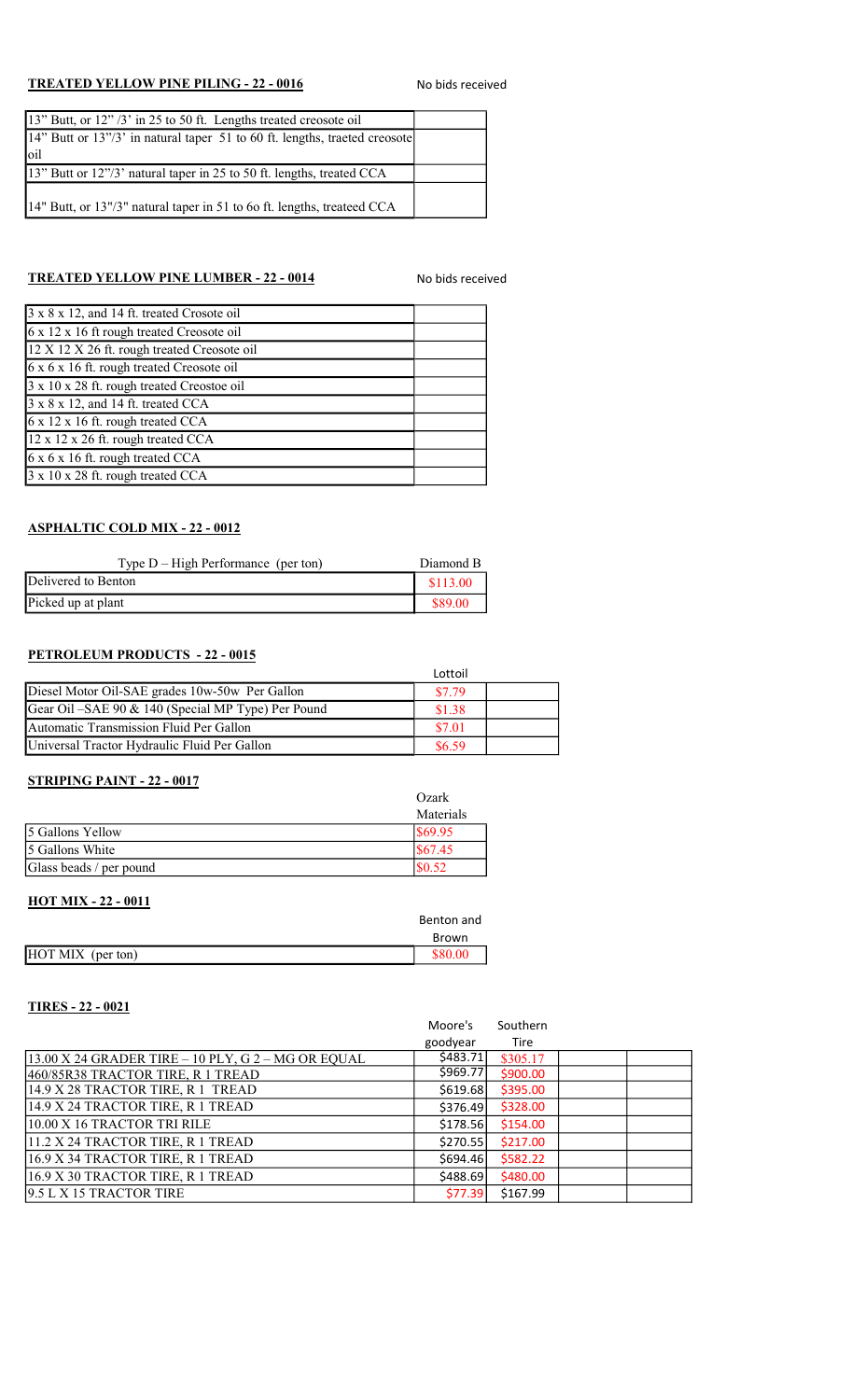**TREATED YELLOW PINE PILING - 22 - 0016**

No bids received

| | |
|---|---|
| 13" Butt, or 12" /3' in 25 to 50 ft. Lengths treated creosote oil | |
| 14" Butt or 13"/3' in natural taper 51 to 60 ft. lengths, traeted creosote oil | |
| 13" Butt or 12"/3' natural taper in 25 to 50 ft. lengths, treated CCA | |
| 14" Butt, or 13"/3" natural taper in 51 to 6o ft. lengths, treateed CCA | |

**TREATED YELLOW PINE LUMBER - 22 - 0014**

No bids received

| | |
|---|---|
| 3 x 8 x 12, and 14 ft. treated Crosote oil | |
| 6 x 12 x 16 ft rough treated Creosote oil | |
| 12 X 12 X 26 ft. rough treated Creosote oil | |
| 6 x 6 x 16 ft. rough treated Creosote oil | |
| 3 x 10 x 28 ft. rough treated Creostoe oil | |
| 3 x 8 x 12, and 14 ft. treated CCA | |
| 6 x 12 x 16 ft. rough treated CCA | |
| 12 x 12 x 26 ft. rough treated CCA | |
| 6 x 6 x 16 ft. rough treated CCA | |
| 3 x 10 x 28 ft. rough treated CCA | |

**ASPHALTIC COLD MIX - 22 - 0012**

| Type D – High Performance (per ton) | Diamond B |
|---|---|
| Delivered to Benton | \$113.00 |
| Picked up at plant | \$89.00 |

**PETROLEUM PRODUCTS - 22 - 0015**

| | Lottoil | |
|---|---|---|
| Diesel Motor Oil-SAE grades 10w-50w Per Gallon | \$7.79 | |
| Gear Oil –SAE 90 & 140 (Special MP Type) Per Pound | \$1.38 | |
| Automatic Transmission Fluid Per Gallon | \$7.01 | |
| Universal Tractor Hydraulic Fluid Per Gallon | \$6.59 | |

**STRIPING PAINT - 22 - 0017**

| | Ozark Materials |
|---|---|
| 5 Gallons Yellow | \$69.95 |
| 5 Gallons White | \$67.45 |
| Glass beads / per pound | \$0.52 |

**HOT MIX - 22 - 0011**

| | Benton and Brown |
|---|---|
| HOT MIX (per ton) | \$80.00 |

**TIRES - 22 - 0021**

| | Moore's goodyear | Southern Tire | | |
|---|---|---|---|---|
| 13.00 X 24 GRADER TIRE – 10 PLY, G 2 – MG OR EQUAL | \$483.71 | \$305.17 | | |
| 460/85R38 TRACTOR TIRE, R 1 TREAD | \$969.77 | \$900.00 | | |
| 14.9 X 28 TRACTOR TIRE, R 1 TREAD | \$619.68 | \$395.00 | | |
| 14.9 X 24 TRACTOR TIRE, R 1 TREAD | \$376.49 | \$328.00 | | |
| 10.00 X 16 TRACTOR TRI RILE | \$178.56 | \$154.00 | | |
| 11.2 X 24 TRACTOR TIRE, R 1 TREAD | \$270.55 | \$217.00 | | |
| 16.9 X 34 TRACTOR TIRE, R 1 TREAD | \$694.46 | \$582.22 | | |
| 16.9 X 30 TRACTOR TIRE, R 1 TREAD | \$488.69 | \$480.00 | | |
| 9.5 L X 15 TRACTOR TIRE | \$77.39 | \$167.99 | | |